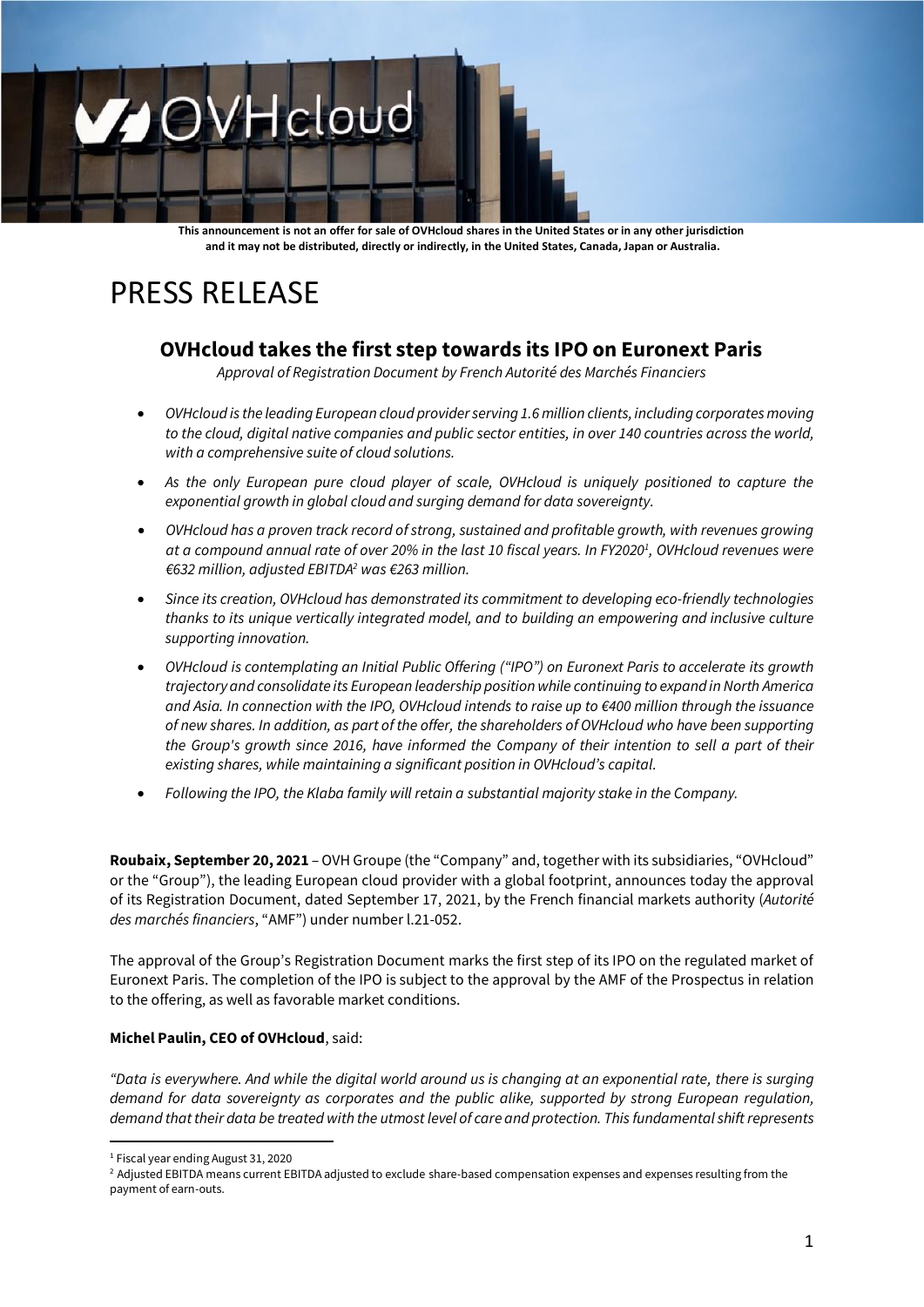**This announcement is not an offer for sale of OVHcloud shares in the United States or in any other jurisdiction and it may not be distributed, directly or indirectly, in the United States, Canada, Japan or Australia.**

# PRESS RELEASE

## OVHcloud takes the first step towards its IPO on Euronext Paris

*Approval of Registration Document by French Autorité des Marchés Financiers*

- *OVHcloud is the leading European cloud provider serving 1.6 million clients, including corporates moving to the cloud, digital native companies and public sector entities, in over 140 countries across the world, with a comprehensive suite of cloud solutions.*
- *As the only European pure cloud player of scale, OVHcloud is uniquely positioned to capture the exponential growth in global cloud and surging demand for data sovereignty.*
- *OVHcloud has a proven track record of strong, sustained and profitable growth, with revenues growing at a compound annual rate of over 20% in the last 10 fiscal years. In FY2020[1], OVHcloud revenues were €632 million, adjusted EBITDA[2] was €263 million.*
- *Since its creation, OVHcloud has demonstrated its commitment to developing eco-friendly technologies thanks to its unique vertically integrated model, and to building an empowering and inclusive culture supporting innovation.*
- *OVHcloud is contemplating an Initial Public Offering ("IPO") on Euronext Paris to accelerate its growth trajectory and consolidate its European leadership position while continuing to expand in North America and Asia. In connection with the IPO, OVHcloud intends to raise up to €400 million through the issuance of new shares. In addition, as part of the offer, the shareholders of OVHcloud who have been supporting the Group's growth since 2016, have informed the Company of their intention to sell a part of their existing shares, while maintaining a significant position in OVHcloud's capital.*
- *Following the IPO, the Klaba family will retain a substantial majority stake in the Company.*

**Roubaix, September 20, 2021** – OVH Groupe (the "Company" and, together with its subsidiaries, "OVHcloud" or the "Group"), the leading European cloud provider with a global footprint, announces today the approval of its Registration Document, dated September 17, 2021, by the French financial markets authority (*Autorité des marchés financiers*, "AMF") under number l.21-052.

The approval of the Group's Registration Document marks the first step of its IPO on the regulated market of Euronext Paris. The completion of the IPO is subject to the approval by the AMF of the Prospectus in relation to the offering, as well as favorable market conditions.

**Michel Paulin, CEO of OVHcloud**, said:

*"Data is everywhere. And while the digital world around us is changing at an exponential rate, there is surging demand for data sovereignty as corporates and the public alike, supported by strong European regulation, demand that their data be treated with the utmost level of care and protection. This fundamental shift represents*

[1] Fiscal year ending August 31, 2020

[2] Adjusted EBITDA means current EBITDA adjusted to exclude share-based compensation expenses and expenses resulting from the payment of earn-outs.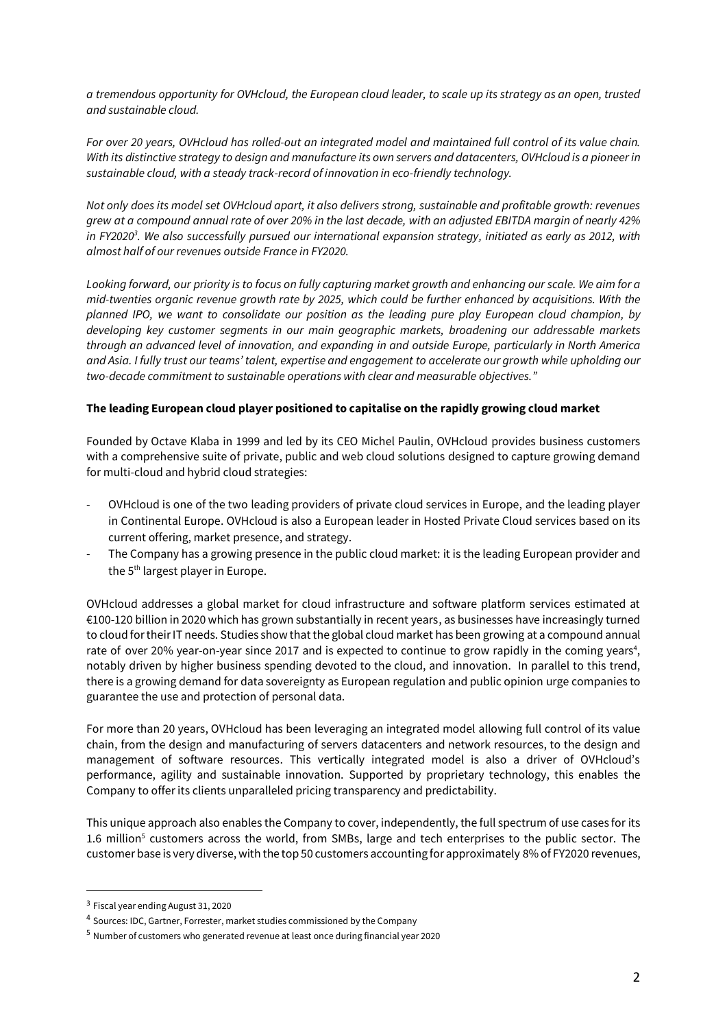*a tremendous opportunity for OVHcloud, the European cloud leader, to scale up its strategy as an open, trusted and sustainable cloud.*

*For over 20 years, OVHcloud has rolled-out an integrated model and maintained full control of its value chain. With its distinctive strategy to design and manufacture its own servers and datacenters, OVHcloud is a pioneer in sustainable cloud, with a steady track-record of innovation in eco-friendly technology.*

*Not only does its model set OVHcloud apart, it also delivers strong, sustainable and profitable growth: revenues grew at a compound annual rate of over 20% in the last decade, with an adjusted EBITDA margin of nearly 42% in FY2020[3]. We also successfully pursued our international expansion strategy, initiated as early as 2012, with almost half of our revenues outside France in FY2020.*

*Looking forward, our priority is to focus on fully capturing market growth and enhancing our scale. We aim for a mid-twenties organic revenue growth rate by 2025, which could be further enhanced by acquisitions. With the planned IPO, we want to consolidate our position as the leading pure play European cloud champion, by developing key customer segments in our main geographic markets, broadening our addressable markets through an advanced level of innovation, and expanding in and outside Europe, particularly in North America and Asia. I fully trust our teams' talent, expertise and engagement to accelerate our growth while upholding our two-decade commitment to sustainable operations with clear and measurable objectives."*

**The leading European cloud player positioned to capitalise on the rapidly growing cloud market**

Founded by Octave Klaba in 1999 and led by its CEO Michel Paulin, OVHcloud provides business customers with a comprehensive suite of private, public and web cloud solutions designed to capture growing demand for multi-cloud and hybrid cloud strategies:

- OVHcloud is one of the two leading providers of private cloud services in Europe, and the leading player in Continental Europe. OVHcloud is also a European leader in Hosted Private Cloud services based on its current offering, market presence, and strategy.
- The Company has a growing presence in the public cloud market: it is the leading European provider and the 5th largest player in Europe.

OVHcloud addresses a global market for cloud infrastructure and software platform services estimated at €100-120 billion in 2020 which has grown substantially in recent years, as businesses have increasingly turned to cloud for their IT needs. Studies show that the global cloud market has been growing at a compound annual rate of over 20% year-on-year since 2017 and is expected to continue to grow rapidly in the coming years[4], notably driven by higher business spending devoted to the cloud, and innovation. In parallel to this trend, there is a growing demand for data sovereignty as European regulation and public opinion urge companies to guarantee the use and protection of personal data.

For more than 20 years, OVHcloud has been leveraging an integrated model allowing full control of its value chain, from the design and manufacturing of servers datacenters and network resources, to the design and management of software resources. This vertically integrated model is also a driver of OVHcloud's performance, agility and sustainable innovation. Supported by proprietary technology, this enables the Company to offer its clients unparalleled pricing transparency and predictability.

This unique approach also enables the Company to cover, independently, the full spectrum of use cases for its 1.6 million[5] customers across the world, from SMBs, large and tech enterprises to the public sector. The customer base is very diverse, with the top 50 customers accounting for approximately 8% of FY2020 revenues,

---

[3] Fiscal year ending August 31, 2020

[4] Sources: IDC, Gartner, Forrester, market studies commissioned by the Company

[5] Number of customers who generated revenue at least once during financial year 2020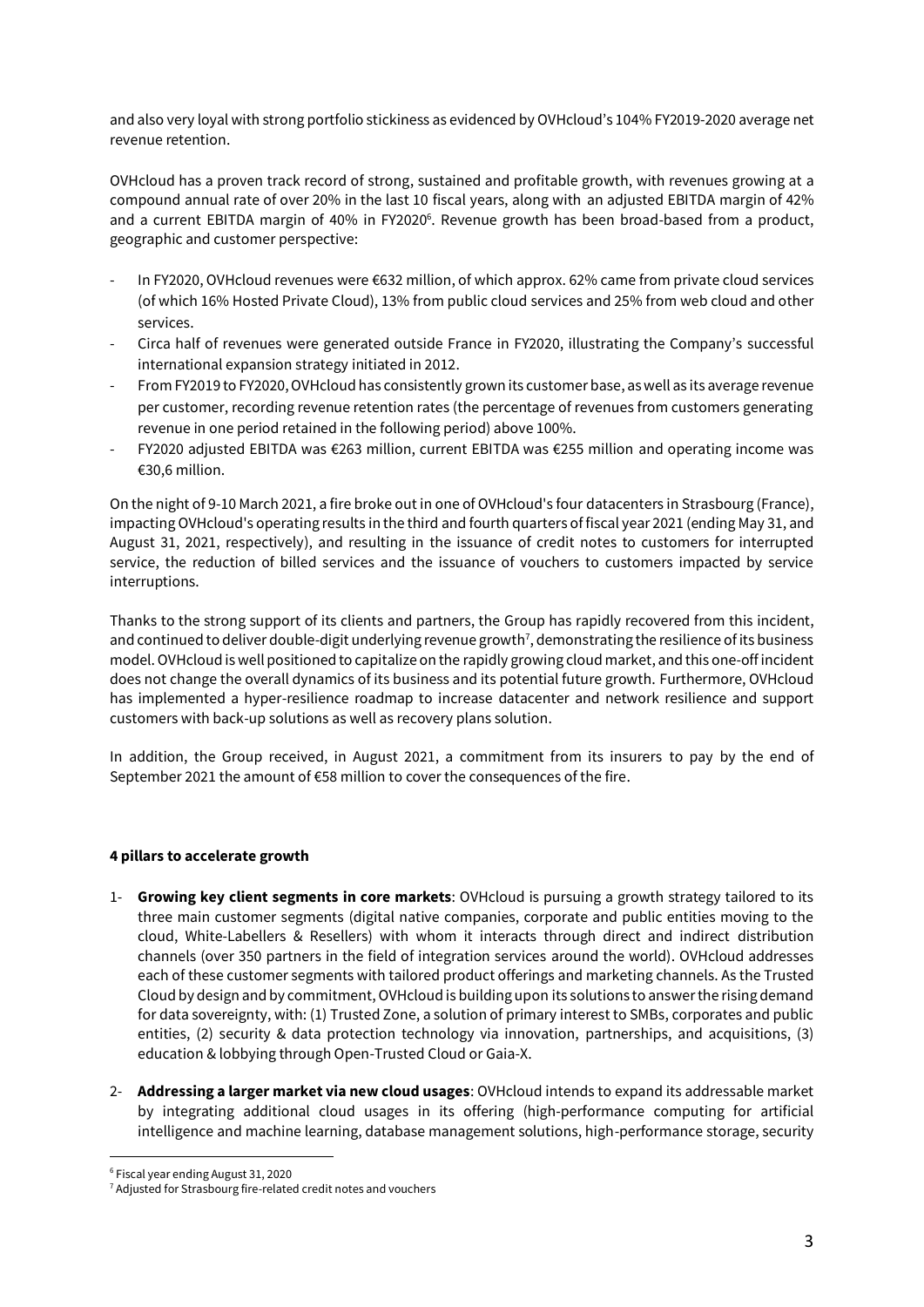and also very loyal with strong portfolio stickiness as evidenced by OVHcloud's 104% FY2019-2020 average net revenue retention.

OVHcloud has a proven track record of strong, sustained and profitable growth, with revenues growing at a compound annual rate of over 20% in the last 10 fiscal years, along with an adjusted EBITDA margin of 42% and a current EBITDA margin of 40% in FY2020[6]. Revenue growth has been broad-based from a product, geographic and customer perspective:

- In FY2020, OVHcloud revenues were €632 million, of which approx. 62% came from private cloud services (of which 16% Hosted Private Cloud), 13% from public cloud services and 25% from web cloud and other services.
- Circa half of revenues were generated outside France in FY2020, illustrating the Company's successful international expansion strategy initiated in 2012.
- From FY2019 to FY2020, OVHcloud has consistently grown its customer base, as well as its average revenue per customer, recording revenue retention rates (the percentage of revenues from customers generating revenue in one period retained in the following period) above 100%.
- FY2020 adjusted EBITDA was €263 million, current EBITDA was €255 million and operating income was €30,6 million.

On the night of 9-10 March 2021, a fire broke out in one of OVHcloud's four datacenters in Strasbourg (France), impacting OVHcloud's operating results in the third and fourth quarters of fiscal year 2021 (ending May 31, and August 31, 2021, respectively), and resulting in the issuance of credit notes to customers for interrupted service, the reduction of billed services and the issuance of vouchers to customers impacted by service interruptions.

Thanks to the strong support of its clients and partners, the Group has rapidly recovered from this incident, and continued to deliver double-digit underlying revenue growth[7], demonstrating the resilience of its business model. OVHcloud is well positioned to capitalize on the rapidly growing cloud market, and this one-off incident does not change the overall dynamics of its business and its potential future growth. Furthermore, OVHcloud has implemented a hyper-resilience roadmap to increase datacenter and network resilience and support customers with back-up solutions as well as recovery plans solution.

In addition, the Group received, in August 2021, a commitment from its insurers to pay by the end of September 2021 the amount of €58 million to cover the consequences of the fire.

**4 pillars to accelerate growth**

1- **Growing key client segments in core markets**: OVHcloud is pursuing a growth strategy tailored to its three main customer segments (digital native companies, corporate and public entities moving to the cloud, White-Labellers & Resellers) with whom it interacts through direct and indirect distribution channels (over 350 partners in the field of integration services around the world). OVHcloud addresses each of these customer segments with tailored product offerings and marketing channels. As the Trusted Cloud by design and by commitment, OVHcloud is building upon its solutions to answer the rising demand for data sovereignty, with: (1) Trusted Zone, a solution of primary interest to SMBs, corporates and public entities, (2) security & data protection technology via innovation, partnerships, and acquisitions, (3) education & lobbying through Open-Trusted Cloud or Gaia-X.

2- **Addressing a larger market via new cloud usages**: OVHcloud intends to expand its addressable market by integrating additional cloud usages in its offering (high-performance computing for artificial intelligence and machine learning, database management solutions, high-performance storage, security

[6] Fiscal year ending August 31, 2020

[7] Adjusted for Strasbourg fire-related credit notes and vouchers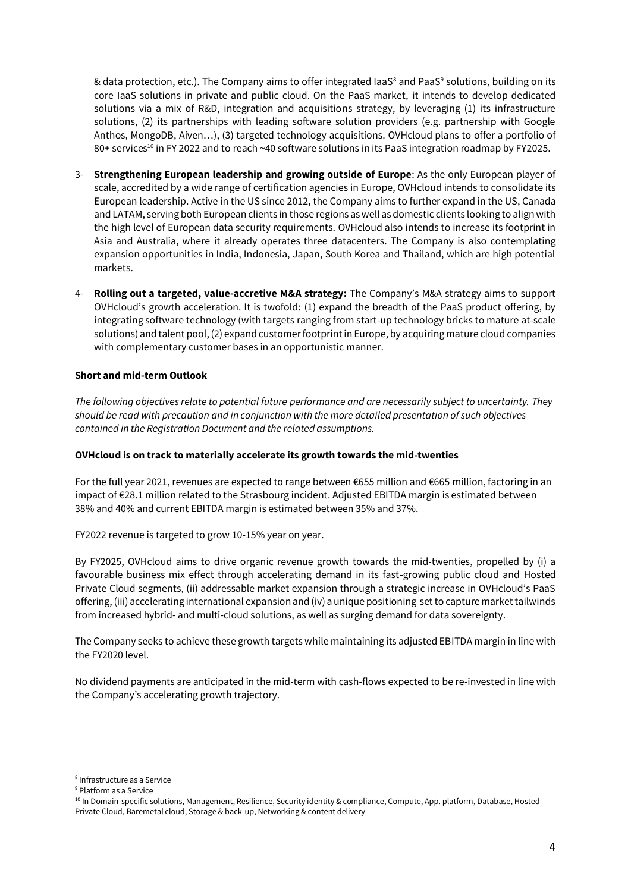& data protection, etc.). The Company aims to offer integrated IaaS[8] and PaaS[9] solutions, building on its core IaaS solutions in private and public cloud. On the PaaS market, it intends to develop dedicated solutions via a mix of R&D, integration and acquisitions strategy, by leveraging (1) its infrastructure solutions, (2) its partnerships with leading software solution providers (e.g. partnership with Google Anthos, MongoDB, Aiven…), (3) targeted technology acquisitions. OVHcloud plans to offer a portfolio of 80+ services[10] in FY 2022 and to reach ~40 software solutions in its PaaS integration roadmap by FY2025.

3- **Strengthening European leadership and growing outside of Europe**: As the only European player of scale, accredited by a wide range of certification agencies in Europe, OVHcloud intends to consolidate its European leadership. Active in the US since 2012, the Company aims to further expand in the US, Canada and LATAM, serving both European clients in those regions as well as domestic clients looking to align with the high level of European data security requirements. OVHcloud also intends to increase its footprint in Asia and Australia, where it already operates three datacenters. The Company is also contemplating expansion opportunities in India, Indonesia, Japan, South Korea and Thailand, which are high potential markets.

4- **Rolling out a targeted, value-accretive M&A strategy:** The Company's M&A strategy aims to support OVHcloud's growth acceleration. It is twofold: (1) expand the breadth of the PaaS product offering, by integrating software technology (with targets ranging from start-up technology bricks to mature at-scale solutions) and talent pool, (2) expand customer footprint in Europe, by acquiring mature cloud companies with complementary customer bases in an opportunistic manner.

**Short and mid-term Outlook**

*The following objectives relate to potential future performance and are necessarily subject to uncertainty. They should be read with precaution and in conjunction with the more detailed presentation of such objectives contained in the Registration Document and the related assumptions.*

**OVHcloud is on track to materially accelerate its growth towards the mid-twenties**

For the full year 2021, revenues are expected to range between €655 million and €665 million, factoring in an impact of €28.1 million related to the Strasbourg incident. Adjusted EBITDA margin is estimated between 38% and 40% and current EBITDA margin is estimated between 35% and 37%.

FY2022 revenue is targeted to grow 10-15% year on year.

By FY2025, OVHcloud aims to drive organic revenue growth towards the mid-twenties, propelled by (i) a favourable business mix effect through accelerating demand in its fast-growing public cloud and Hosted Private Cloud segments, (ii) addressable market expansion through a strategic increase in OVHcloud's PaaS offering, (iii) accelerating international expansion and (iv) a unique positioning set to capture market tailwinds from increased hybrid- and multi-cloud solutions, as well as surging demand for data sovereignty.

The Company seeks to achieve these growth targets while maintaining its adjusted EBITDA margin in line with the FY2020 level.

No dividend payments are anticipated in the mid-term with cash-flows expected to be re-invested in line with the Company's accelerating growth trajectory.

---

[8] Infrastructure as a Service

[9] Platform as a Service

[10] In Domain-specific solutions, Management, Resilience, Security identity & compliance, Compute, App. platform, Database, Hosted Private Cloud, Baremetal cloud, Storage & back-up, Networking & content delivery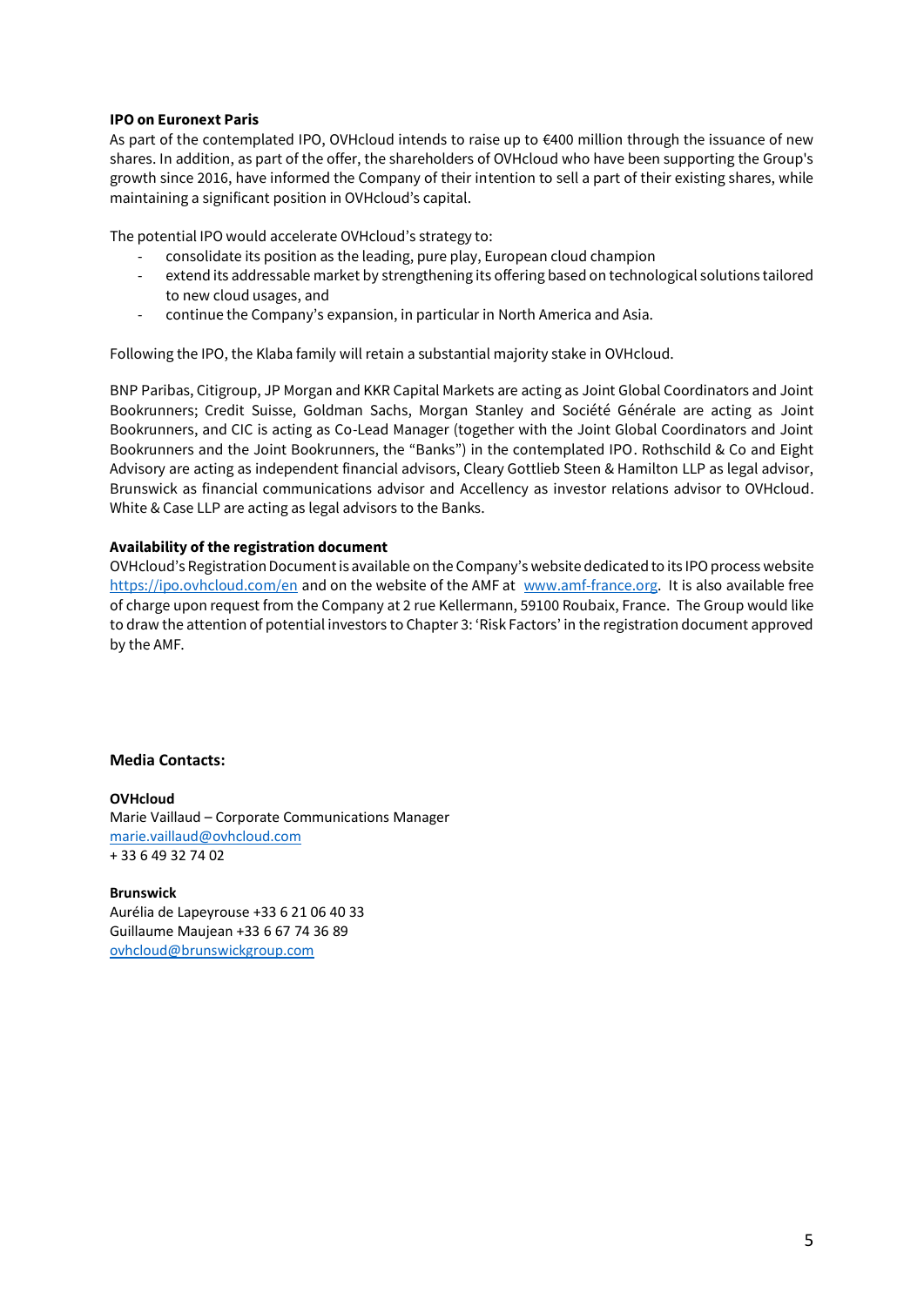**IPO on Euronext Paris**

As part of the contemplated IPO, OVHcloud intends to raise up to €400 million through the issuance of new shares. In addition, as part of the offer, the shareholders of OVHcloud who have been supporting the Group's growth since 2016, have informed the Company of their intention to sell a part of their existing shares, while maintaining a significant position in OVHcloud's capital.

The potential IPO would accelerate OVHcloud's strategy to:

- consolidate its position as the leading, pure play, European cloud champion
- extend its addressable market by strengthening its offering based on technological solutions tailored to new cloud usages, and
- continue the Company's expansion, in particular in North America and Asia.

Following the IPO, the Klaba family will retain a substantial majority stake in OVHcloud.

BNP Paribas, Citigroup, JP Morgan and KKR Capital Markets are acting as Joint Global Coordinators and Joint Bookrunners; Credit Suisse, Goldman Sachs, Morgan Stanley and Société Générale are acting as Joint Bookrunners, and CIC is acting as Co-Lead Manager (together with the Joint Global Coordinators and Joint Bookrunners and the Joint Bookrunners, the "Banks") in the contemplated IPO. Rothschild & Co and Eight Advisory are acting as independent financial advisors, Cleary Gottlieb Steen & Hamilton LLP as legal advisor, Brunswick as financial communications advisor and Accellency as investor relations advisor to OVHcloud. White & Case LLP are acting as legal advisors to the Banks.

**Availability of the registration document**

OVHcloud's Registration Document is available on the Company's website dedicated to its IPO process website https://ipo.ovhcloud.com/en and on the website of the AMF at www.amf-france.org. It is also available free of charge upon request from the Company at 2 rue Kellermann, 59100 Roubaix, France. The Group would like to draw the attention of potential investors to Chapter 3: 'Risk Factors' in the registration document approved by the AMF.

**Media Contacts:**

**OVHcloud**
Marie Vaillaud – Corporate Communications Manager
marie.vaillaud@ovhcloud.com
+ 33 6 49 32 74 02

**Brunswick**
Aurélia de Lapeyrouse +33 6 21 06 40 33
Guillaume Maujean +33 6 67 74 36 89
ovhcloud@brunswickgroup.com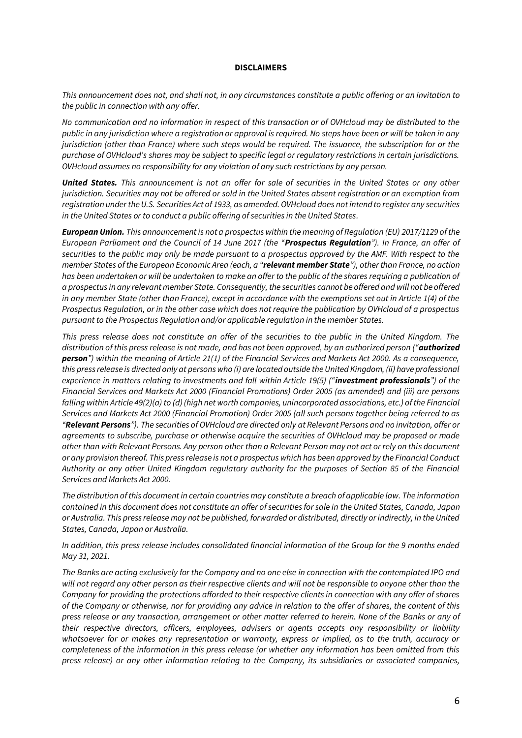## DISCLAIMERS

*This announcement does not, and shall not, in any circumstances constitute a public offering or an invitation to the public in connection with any offer.*

*No communication and no information in respect of this transaction or of OVHcloud may be distributed to the public in any jurisdiction where a registration or approval is required. No steps have been or will be taken in any jurisdiction (other than France) where such steps would be required. The issuance, the subscription for or the purchase of OVHcloud's shares may be subject to specific legal or regulatory restrictions in certain jurisdictions. OVHcloud assumes no responsibility for any violation of any such restrictions by any person.*

***United States.*** *This announcement is not an offer for sale of securities in the United States or any other jurisdiction. Securities may not be offered or sold in the United States absent registration or an exemption from registration under the U.S. Securities Act of 1933, as amended. OVHcloud does not intend to register any securities in the United States or to conduct a public offering of securities in the United States.*

***European Union.*** *This announcement is not a prospectus within the meaning of Regulation (EU) 2017/1129 of the European Parliament and the Council of 14 June 2017 (the "**Prospectus Regulation**"). In France, an offer of securities to the public may only be made pursuant to a prospectus approved by the AMF. With respect to the member States of the European Economic Area (each, a "**relevant member State**"), other than France, no action has been undertaken or will be undertaken to make an offer to the public of the shares requiring a publication of a prospectus in any relevant member State. Consequently, the securities cannot be offered and will not be offered in any member State (other than France), except in accordance with the exemptions set out in Article 1(4) of the Prospectus Regulation, or in the other case which does not require the publication by OVHcloud of a prospectus pursuant to the Prospectus Regulation and/or applicable regulation in the member States.*

*This press release does not constitute an offer of the securities to the public in the United Kingdom. The distribution of this press release is not made, and has not been approved, by an authorized person ("**authorized person**") within the meaning of Article 21(1) of the Financial Services and Markets Act 2000. As a consequence, this press release is directed only at persons who (i) are located outside the United Kingdom, (ii) have professional experience in matters relating to investments and fall within Article 19(5) ("**investment professionals**") of the Financial Services and Markets Act 2000 (Financial Promotions) Order 2005 (as amended) and (iii) are persons falling within Article 49(2)(a) to (d) (high net worth companies, unincorporated associations, etc.) of the Financial Services and Markets Act 2000 (Financial Promotion) Order 2005 (all such persons together being referred to as "**Relevant Persons**"). The securities of OVHcloud are directed only at Relevant Persons and no invitation, offer or agreements to subscribe, purchase or otherwise acquire the securities of OVHcloud may be proposed or made other than with Relevant Persons. Any person other than a Relevant Person may not act or rely on this document or any provision thereof. This press release is not a prospectus which has been approved by the Financial Conduct Authority or any other United Kingdom regulatory authority for the purposes of Section 85 of the Financial Services and Markets Act 2000.*

*The distribution of this document in certain countries may constitute a breach of applicable law. The information contained in this document does not constitute an offer of securities for sale in the United States, Canada, Japan or Australia. This press release may not be published, forwarded or distributed, directly or indirectly, in the United States, Canada, Japan or Australia.*

*In addition, this press release includes consolidated financial information of the Group for the 9 months ended May 31, 2021.*

*The Banks are acting exclusively for the Company and no one else in connection with the contemplated IPO and will not regard any other person as their respective clients and will not be responsible to anyone other than the Company for providing the protections afforded to their respective clients in connection with any offer of shares of the Company or otherwise, nor for providing any advice in relation to the offer of shares, the content of this press release or any transaction, arrangement or other matter referred to herein. None of the Banks or any of their respective directors, officers, employees, advisers or agents accepts any responsibility or liability whatsoever for or makes any representation or warranty, express or implied, as to the truth, accuracy or completeness of the information in this press release (or whether any information has been omitted from this press release) or any other information relating to the Company, its subsidiaries or associated companies,*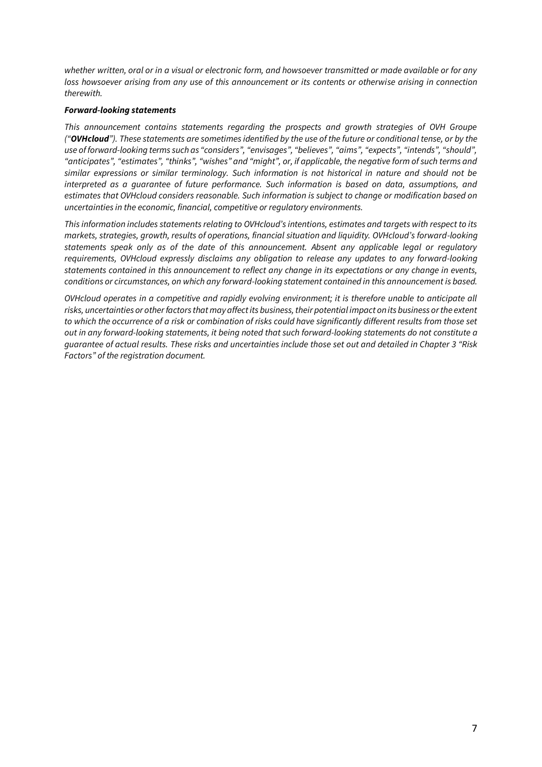*whether written, oral or in a visual or electronic form, and howsoever transmitted or made available or for any loss howsoever arising from any use of this announcement or its contents or otherwise arising in connection therewith.*

***Forward-looking statements***

*This announcement contains statements regarding the prospects and growth strategies of OVH Groupe ("**OVHcloud**"). These statements are sometimes identified by the use of the future or conditional tense, or by the use of forward-looking terms such as "considers", "envisages", "believes", "aims", "expects", "intends", "should", "anticipates", "estimates", "thinks", "wishes" and "might", or, if applicable, the negative form of such terms and similar expressions or similar terminology. Such information is not historical in nature and should not be interpreted as a guarantee of future performance. Such information is based on data, assumptions, and estimates that OVHcloud considers reasonable. Such information is subject to change or modification based on uncertainties in the economic, financial, competitive or regulatory environments.*

*This information includes statements relating to OVHcloud's intentions, estimates and targets with respect to its markets, strategies, growth, results of operations, financial situation and liquidity. OVHcloud's forward-looking statements speak only as of the date of this announcement. Absent any applicable legal or regulatory requirements, OVHcloud expressly disclaims any obligation to release any updates to any forward-looking statements contained in this announcement to reflect any change in its expectations or any change in events, conditions or circumstances, on which any forward-looking statement contained in this announcement is based.*

*OVHcloud operates in a competitive and rapidly evolving environment; it is therefore unable to anticipate all risks, uncertainties or other factors that may affect its business, their potential impact on its business or the extent to which the occurrence of a risk or combination of risks could have significantly different results from those set out in any forward-looking statements, it being noted that such forward-looking statements do not constitute a guarantee of actual results. These risks and uncertainties include those set out and detailed in Chapter 3 "Risk Factors" of the registration document.*